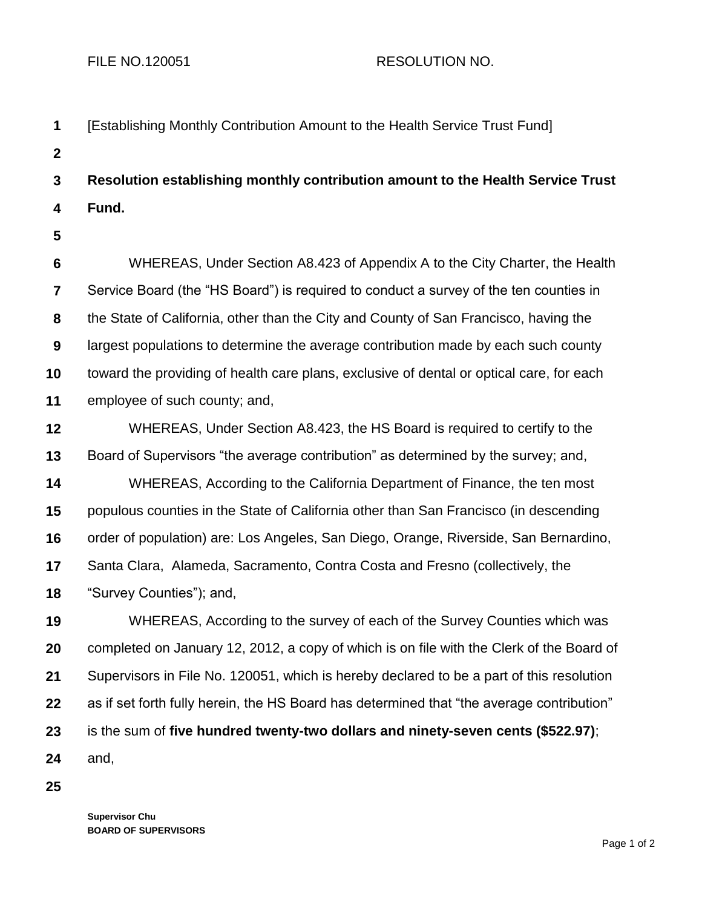FILE NO.120051 RESOLUTION NO.

[Establishing Monthly Contribution Amount to the Health Service Trust Fund]

**Resolution establishing monthly contribution amount to the Health Service Trust Fund.**

WHEREAS, Under Section A8.423 of Appendix A to the City Charter, the Health Service Board (the "HS Board") is required to conduct a survey of the ten counties in the State of California, other than the City and County of San Francisco, having the largest populations to determine the average contribution made by each such county toward the providing of health care plans, exclusive of dental or optical care, for each employee of such county; and,

WHEREAS, Under Section A8.423, the HS Board is required to certify to the Board of Supervisors "the average contribution" as determined by the survey; and,

WHEREAS, According to the California Department of Finance, the ten most populous counties in the State of California other than San Francisco (in descending order of population) are: Los Angeles, San Diego, Orange, Riverside, San Bernardino, Santa Clara, Alameda, Sacramento, Contra Costa and Fresno (collectively, the "Survey Counties"); and,

WHEREAS, According to the survey of each of the Survey Counties which was completed on January 12, 2012, a copy of which is on file with the Clerk of the Board of Supervisors in File No. 120051, which is hereby declared to be a part of this resolution as if set forth fully herein, the HS Board has determined that "the average contribution" is the sum of **five hundred twenty-two dollars and ninety-seven cents ($522.97)**; and,

Supervisor Chu
BOARD OF SUPERVISORS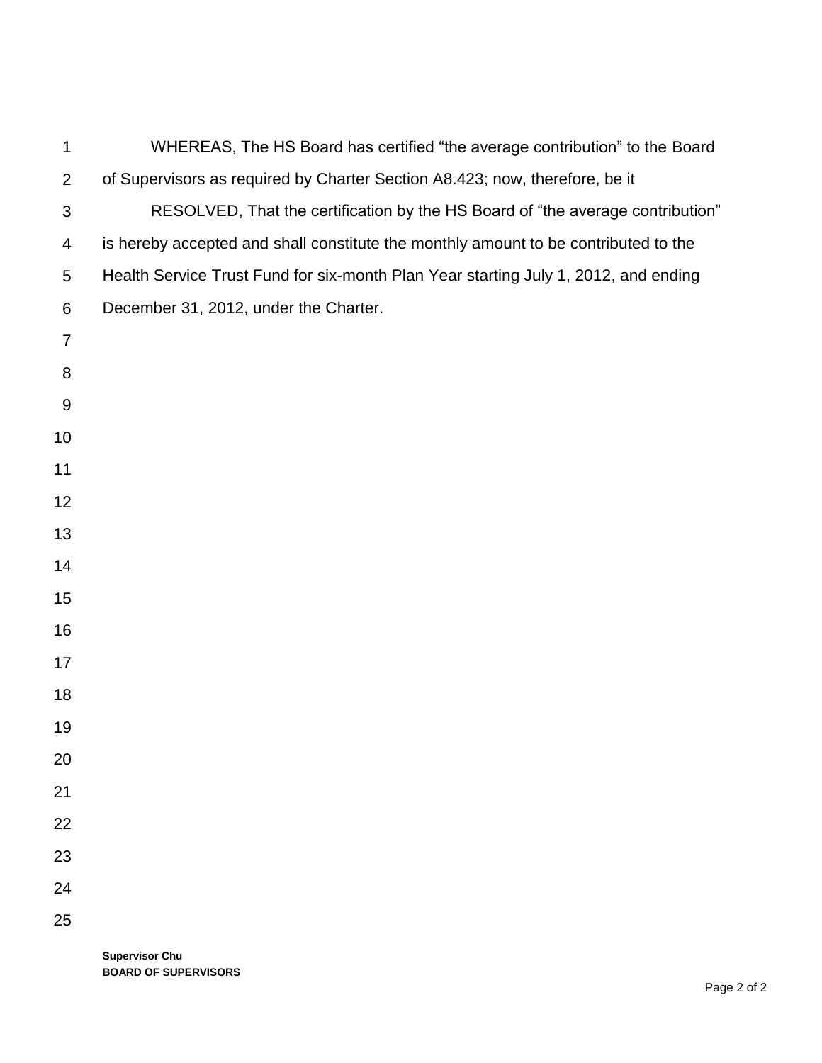WHEREAS, The HS Board has certified “the average contribution” to the Board of Supervisors as required by Charter Section A8.423; now, therefore, be it

RESOLVED, That the certification by the HS Board of “the average contribution” is hereby accepted and shall constitute the monthly amount to be contributed to the Health Service Trust Fund for six-month Plan Year starting July 1, 2012, and ending December 31, 2012, under the Charter.

**Supervisor Chu**
**BOARD OF SUPERVISORS**